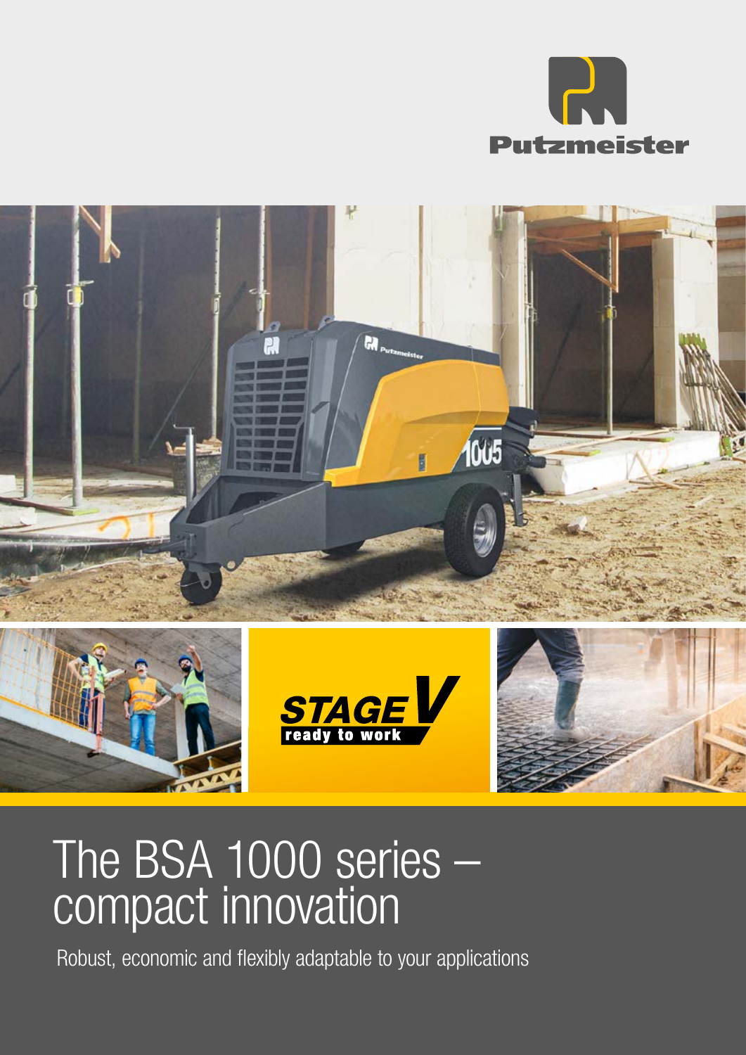Putzmeister

STAGE V ready to work

# The BSA 1000 series – compact innovation

Robust, economic and flexibly adaptable to your applications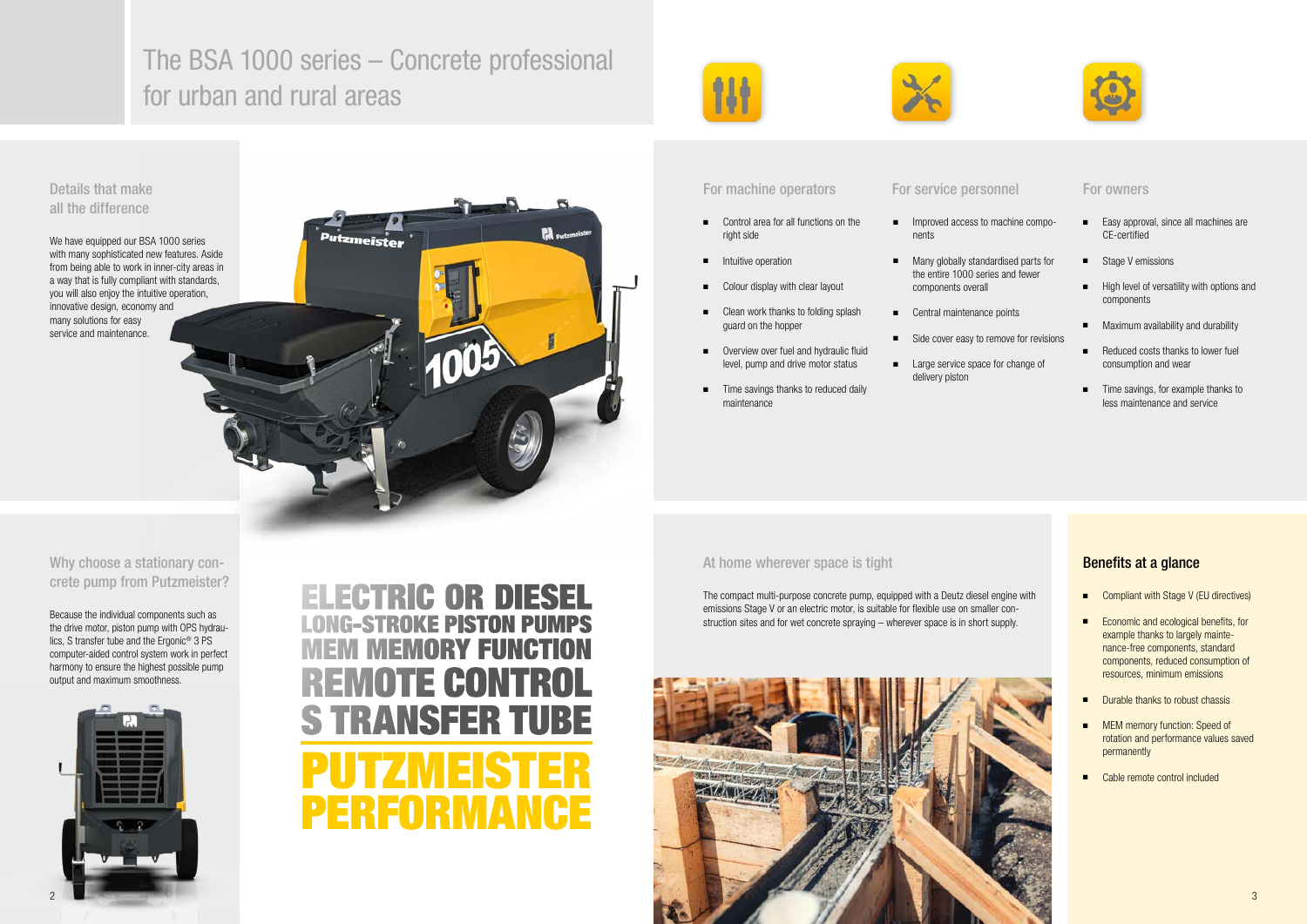# The BSA 1000 series – Concrete professional for urban and rural areas

## Details that make all the difference

We have equipped our BSA 1000 series with many sophisticated new features. Aside from being able to work in inner-city areas in a way that is fully compliant with standards, you will also enjoy the intuitive operation, innovative design, economy and many solutions for easy service and maintenance.

## Why choose a stationary concrete pump from Putzmeister?

Because the individual components such as the drive motor, piston pump with OPS hydraulics, S transfer tube and the Ergonic® 3 PS computer-aided control system work in perfect harmony to ensure the highest possible pump output and maximum smoothness.

**ELECTRIC OR DIESEL**
**LONG-STROKE PISTON PUMPS**
**MEM MEMORY FUNCTION**
**REMOTE CONTROL**
**S TRANSFER TUBE**
**PUTZMEISTER PERFORMANCE**

### For machine operators

- Control area for all functions on the right side
- Intuitive operation
- Colour display with clear layout
- Clean work thanks to folding splash guard on the hopper
- Overview over fuel and hydraulic fluid level, pump and drive motor status
- Time savings thanks to reduced daily maintenance

### For service personnel

- Improved access to machine components
- Many globally standardised parts for the entire 1000 series and fewer components overall
- Central maintenance points
- Side cover easy to remove for revisions
- Large service space for change of delivery piston

### For owners

- Easy approval, since all machines are CE-certified
- Stage V emissions
- High level of versatility with options and components
- Maximum availability and durability
- Reduced costs thanks to lower fuel consumption and wear
- Time savings, for example thanks to less maintenance and service

## At home wherever space is tight

The compact multi-purpose concrete pump, equipped with a Deutz diesel engine with emissions Stage V or an electric motor, is suitable for flexible use on smaller construction sites and for wet concrete spraying – wherever space is in short supply.

## Benefits at a glance

- Compliant with Stage V (EU directives)
- Economic and ecological benefits, for example thanks to largely maintenance-free components, standard components, reduced consumption of resources, minimum emissions
- Durable thanks to robust chassis
- MEM memory function: Speed of rotation and performance values saved permanently
- Cable remote control included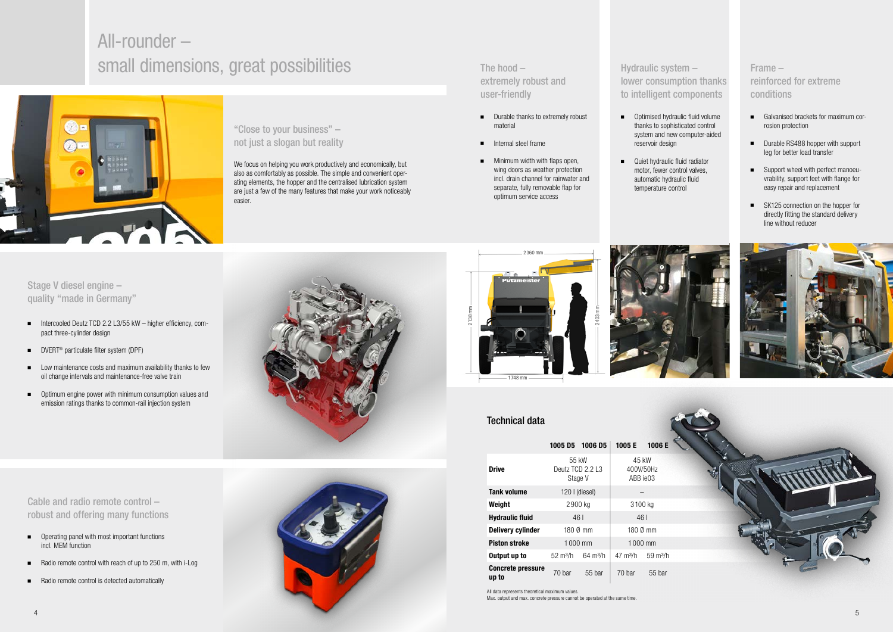# All-rounder – small dimensions, great possibilities

## "Close to your business" – not just a slogan but reality

We focus on helping you work productively and economically, but also as comfortably as possible. The simple and convenient operating elements, the hopper and the centralised lubrication system are just a few of the many features that make your work noticeably easier.

## Stage V diesel engine – quality "made in Germany"

- Intercooled Deutz TCD 2.2 L3/55 kW – higher efficiency, compact three-cylinder design
- DVERT® particulate filter system (DPF)
- Low maintenance costs and maximum availability thanks to few oil change intervals and maintenance-free valve train
- Optimum engine power with minimum consumption values and emission ratings thanks to common-rail injection system

## Cable and radio remote control – robust and offering many functions

- Operating panel with most important functions incl. MEM function
- Radio remote control with reach of up to 250 m, with i-Log
- Radio remote control is detected automatically

## The hood – extremely robust and user-friendly

- Durable thanks to extremely robust material
- Internal steel frame
- Minimum width with flaps open, wing doors as weather protection incl. drain channel for rainwater and separate, fully removable flap for optimum service access

## Hydraulic system – lower consumption thanks to intelligent components

- Optimised hydraulic fluid volume thanks to sophisticated control system and new computer-aided reservoir design
- Quiet hydraulic fluid radiator motor, fewer control valves, automatic hydraulic fluid temperature control

## Frame – reinforced for extreme conditions

- Galvanised brackets for maximum corrosion protection
- Durable RS488 hopper with support leg for better load transfer
- Support wheel with perfect manoeuvrability, support feet with flange for easy repair and replacement
- SK125 connection on the hopper for directly fitting the standard delivery line without reducer

2360 mm

2138 mm

2403 mm

1748 mm

## Technical data

| | 1005 D5 | 1006 D5 | 1005 E | 1006 E |
|---|---|---|---|---|
| **Drive** | 55 kW Deutz TCD 2.2 L3 Stage V | | 45 kW 400V/50Hz ABB ie03 | |
| **Tank volume** | 120 l (diesel) | | – | |
| **Weight** | 2900 kg | | 3100 kg | |
| **Hydraulic fluid** | 46 l | | 46 l | |
| **Delivery cylinder** | 180 Ø mm | | 180 Ø mm | |
| **Piston stroke** | 1000 mm | | 1000 mm | |
| **Output up to** | 52 m³/h | 64 m³/h | 47 m³/h | 59 m³/h |
| **Concrete pressure up to** | 70 bar | 55 bar | 70 bar | 55 bar |

All data represents theoretical maximum values.
Max. output and max. concrete pressure cannot be operated at the same time.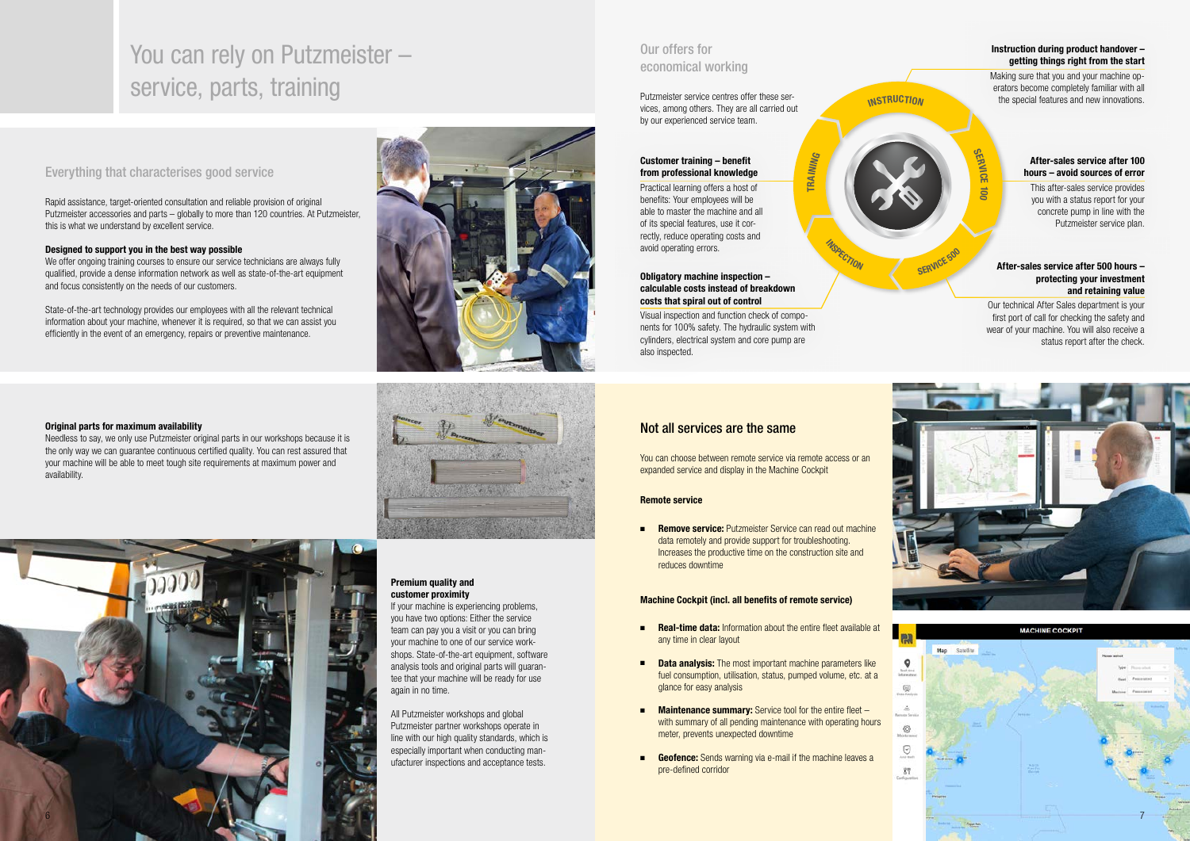# You can rely on Putzmeister – service, parts, training

## Everything that characterises good service

Rapid assistance, target-oriented consultation and reliable provision of original Putzmeister accessories and parts – globally to more than 120 countries. At Putzmeister, this is what we understand by excellent service.

**Designed to support you in the best way possible**
We offer ongoing training courses to ensure our service technicians are always fully qualified, provide a dense information network as well as state-of-the-art equipment and focus consistently on the needs of our customers.

State-of-the-art technology provides our employees with all the relevant technical information about your machine, whenever it is required, so that we can assist you efficiently in the event of an emergency, repairs or preventive maintenance.

**Original parts for maximum availability**
Needless to say, we only use Putzmeister original parts in our workshops because it is the only way we can guarantee continuous certified quality. You can rest assured that your machine will be able to meet tough site requirements at maximum power and availability.

**Premium quality and customer proximity**
If your machine is experiencing problems, you have two options: Either the service team can pay you a visit or you can bring your machine to one of our service workshops. State-of-the-art equipment, software analysis tools and original parts will guarantee that your machine will be ready for use again in no time.

All Putzmeister workshops and global Putzmeister partner workshops operate in line with our high quality standards, which is especially important when conducting manufacturer inspections and acceptance tests.

## Our offers for economical working

Putzmeister service centres offer these services, among others. They are all carried out by our experienced service team.

**Customer training – benefit from professional knowledge**
Practical learning offers a host of benefits: Your employees will be able to master the machine and all of its special features, use it correctly, reduce operating costs and avoid operating errors.

**Obligatory machine inspection – calculable costs instead of breakdown costs that spiral out of control**
Visual inspection and function check of components for 100% safety. The hydraulic system with cylinders, electrical system and core pump are also inspected.

**Instruction during product handover – getting things right from the start**
Making sure that you and your machine operators become completely familiar with all the special features and new innovations.

**After-sales service after 100 hours – avoid sources of error**
This after-sales service provides you with a status report for your concrete pump in line with the Putzmeister service plan.

**After-sales service after 500 hours – protecting your investment and retaining value**
Our technical After Sales department is your first port of call for checking the safety and wear of your machine. You will also receive a status report after the check.

## Not all services are the same

You can choose between remote service via remote access or an expanded service and display in the Machine Cockpit

**Remote service**

- **Remove service:** Putzmeister Service can read out machine data remotely and provide support for troubleshooting. Increases the productive time on the construction site and reduces downtime

**Machine Cockpit (incl. all benefits of remote service)**

- **Real-time data:** Information about the entire fleet available at any time in clear layout
- **Data analysis:** The most important machine parameters like fuel consumption, utilisation, status, pumped volume, etc. at a glance for easy analysis
- **Maintenance summary:** Service tool for the entire fleet – with summary of all pending maintenance with operating hours meter, prevents unexpected downtime
- **Geofence:** Sends warning via e-mail if the machine leaves a pre-defined corridor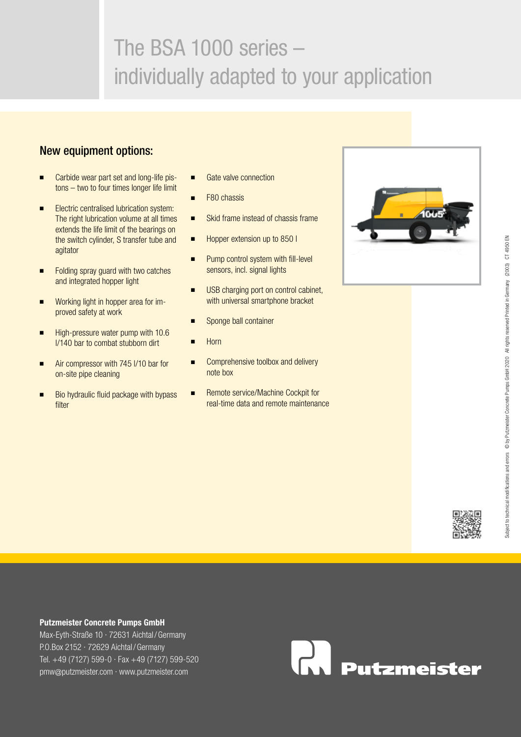# The BSA 1000 series – individually adapted to your application

## New equipment options:

- Carbide wear part set and long-life pistons – two to four times longer life limit
- Electric centralised lubrication system: The right lubrication volume at all times extends the life limit of the bearings on the switch cylinder, S transfer tube and agitator
- Folding spray guard with two catches and integrated hopper light
- Working light in hopper area for improved safety at work
- High-pressure water pump with 10.6 l/140 bar to combat stubborn dirt
- Air compressor with 745 l/10 bar for on-site pipe cleaning
- Bio hydraulic fluid package with bypass filter
- Gate valve connection
- F80 chassis
- Skid frame instead of chassis frame
- Hopper extension up to 850 l
- Pump control system with fill-level sensors, incl. signal lights
- USB charging port on control cabinet, with universal smartphone bracket
- Sponge ball container
- Horn
- Comprehensive toolbox and delivery note box
- Remote service/Machine Cockpit for real-time data and remote maintenance

Subject to technical modifications and errors © by Putzmeister Concrete Pumps GmbH 2020 All rights reserved Printed in Germany (2003) CT 4950 EN

**Putzmeister Concrete Pumps GmbH**
Max-Eyth-Straße 10 · 72631 Aichtal / Germany
P.O.Box 2152 · 72629 Aichtal / Germany
Tel. +49 (7127) 599-0 · Fax +49 (7127) 599-520
pmw@putzmeister.com · www.putzmeister.com

Putzmeister